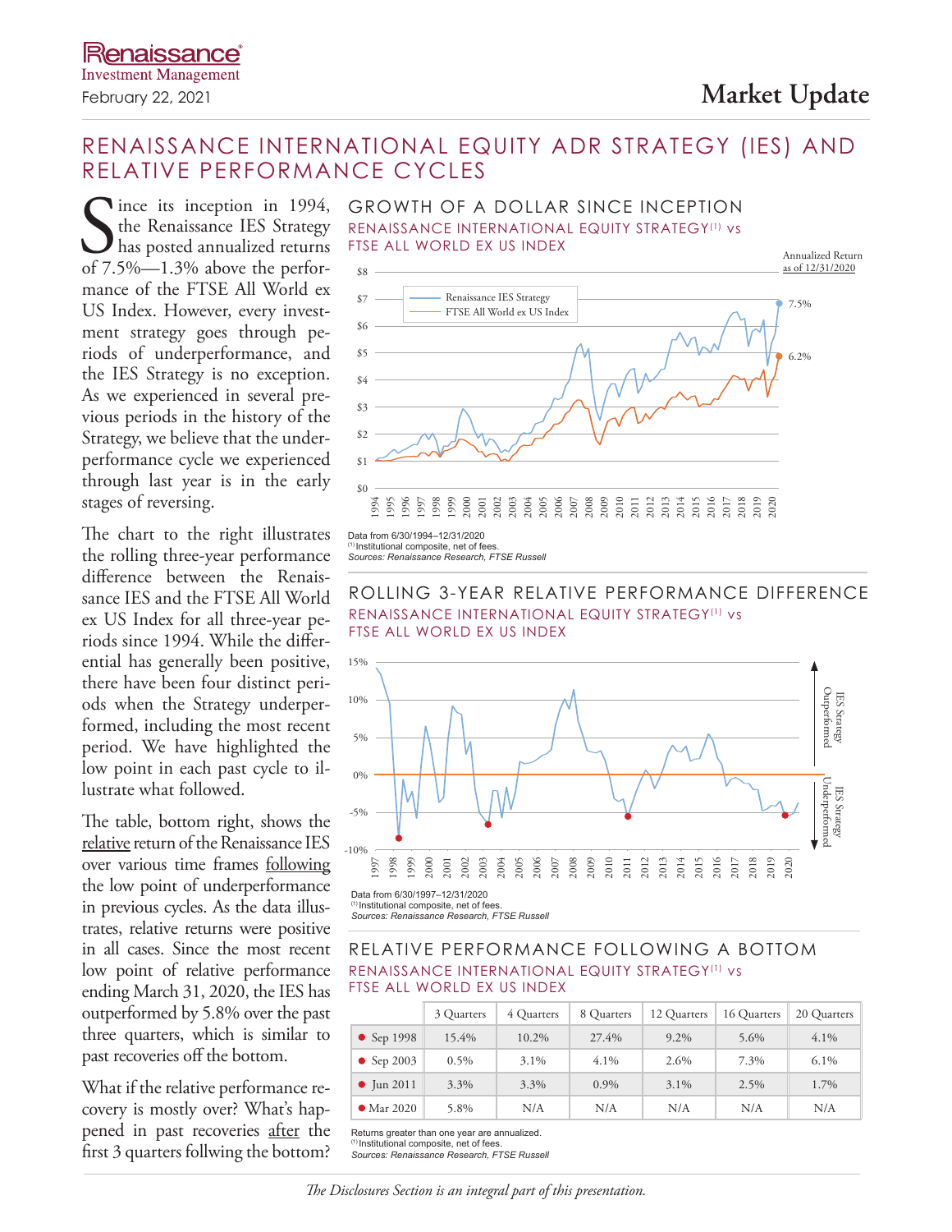Renaissance Investment Management

February 22, 2021

# Market Update

## RENAISSANCE INTERNATIONAL EQUITY ADR STRATEGY (IES) AND RELATIVE PERFORMANCE CYCLES

Since its inception in 1994, the Renaissance IES Strategy has posted annualized returns of 7.5%—1.3% above the performance of the FTSE All World ex US Index. However, every investment strategy goes through periods of underperformance, and the IES Strategy is no exception. As we experienced in several previous periods in the history of the Strategy, we believe that the underperformance cycle we experienced through last year is in the early stages of reversing.

The chart to the right illustrates the rolling three-year performance difference between the Renaissance IES and the FTSE All World ex US Index for all three-year periods since 1994. While the differential has generally been positive, there have been four distinct periods when the Strategy underperformed, including the most recent period. We have highlighted the low point in each past cycle to illustrate what followed.

The table, bottom right, shows the relative return of the Renaissance IES over various time frames following the low point of underperformance in previous cycles. As the data illustrates, relative returns were positive in all cases. Since the most recent low point of relative performance ending March 31, 2020, the IES has outperformed by 5.8% over the past three quarters, which is similar to past recoveries off the bottom.

What if the relative performance recovery is mostly over? What's happened in past recoveries after the first 3 quarters follwing the bottom?

### GROWTH OF A DOLLAR SINCE INCEPTION

RENAISSANCE INTERNATIONAL EQUITY STRATEGY[1] vs FTSE ALL WORLD EX US INDEX

Annualized Return as of 12/31/2020: Renaissance IES Strategy 7.5%; FTSE All World ex US Index 6.2%

Data from 6/30/1994–12/31/2020
[1] Institutional composite, net of fees.
*Sources: Renaissance Research, FTSE Russell*

### ROLLING 3-YEAR RELATIVE PERFORMANCE DIFFERENCE

RENAISSANCE INTERNATIONAL EQUITY STRATEGY[1] vs FTSE ALL WORLD EX US INDEX

Data from 6/30/1997–12/31/2020
[1] Institutional composite, net of fees.
*Sources: Renaissance Research, FTSE Russell*

### RELATIVE PERFORMANCE FOLLOWING A BOTTOM

RENAISSANCE INTERNATIONAL EQUITY STRATEGY[1] vs FTSE ALL WORLD EX US INDEX

| | 3 Quarters | 4 Quarters | 8 Quarters | 12 Quarters | 16 Quarters | 20 Quarters |
|---|---|---|---|---|---|---|
| Sep 1998 | 15.4% | 10.2% | 27.4% | 9.2% | 5.6% | 4.1% |
| Sep 2003 | 0.5% | 3.1% | 4.1% | 2.6% | 7.3% | 6.1% |
| Jun 2011 | 3.3% | 3.3% | 0.9% | 3.1% | 2.5% | 1.7% |
| Mar 2020 | 5.8% | N/A | N/A | N/A | N/A | N/A |

Returns greater than one year are annualized.
[1] Institutional composite, net of fees.
*Sources: Renaissance Research, FTSE Russell*

*The Disclosures Section is an integral part of this presentation.*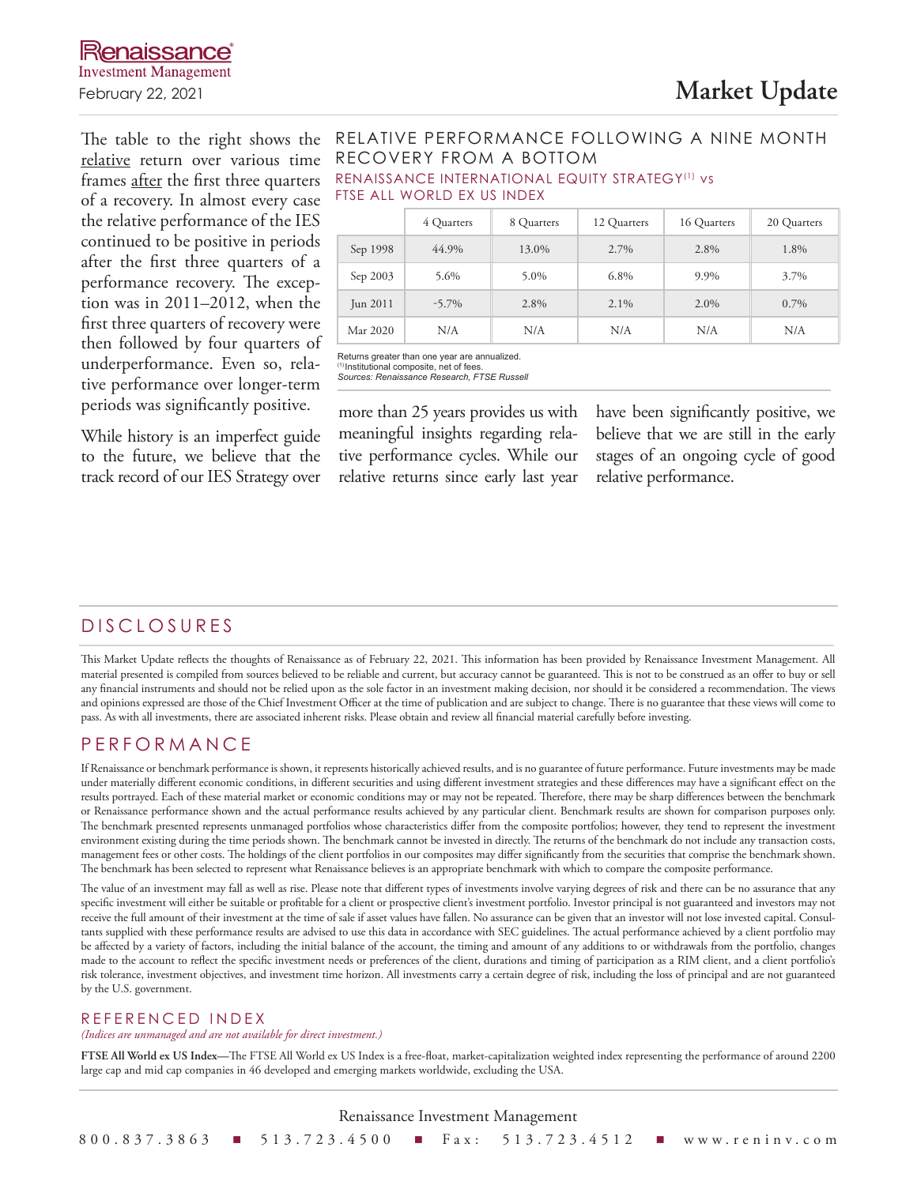The table to the right shows the relative return over various time frames after the first three quarters of a recovery. In almost every case the relative performance of the IES continued to be positive in periods after the first three quarters of a performance recovery. The exception was in 2011–2012, when the first three quarters of recovery were then followed by four quarters of underperformance. Even so, relative performance over longer-term periods was significantly positive.

While history is an imperfect guide to the future, we believe that the track record of our IES Strategy over more than 25 years provides us with meaningful insights regarding relative performance cycles. While our relative returns since early last year have been significantly positive, we believe that we are still in the early stages of an ongoing cycle of good relative performance.

## RELATIVE PERFORMANCE FOLLOWING A NINE MONTH RECOVERY FROM A BOTTOM

### RENAISSANCE INTERNATIONAL EQUITY STRATEGY[1] vs FTSE ALL WORLD EX US INDEX

| | 4 Quarters | 8 Quarters | 12 Quarters | 16 Quarters | 20 Quarters |
|---|---|---|---|---|---|
| Sep 1998 | 44.9% | 13.0% | 2.7% | 2.8% | 1.8% |
| Sep 2003 | 5.6% | 5.0% | 6.8% | 9.9% | 3.7% |
| Jun 2011 | -5.7% | 2.8% | 2.1% | 2.0% | 0.7% |
| Mar 2020 | N/A | N/A | N/A | N/A | N/A |

Returns greater than one year are annualized.
[1] Institutional composite, net of fees.
*Sources: Renaissance Research, FTSE Russell*

## DISCLOSURES

This Market Update reflects the thoughts of Renaissance as of February 22, 2021. This information has been provided by Renaissance Investment Management. All material presented is compiled from sources believed to be reliable and current, but accuracy cannot be guaranteed. This is not to be construed as an offer to buy or sell any financial instruments and should not be relied upon as the sole factor in an investment making decision, nor should it be considered a recommendation. The views and opinions expressed are those of the Chief Investment Officer at the time of publication and are subject to change. There is no guarantee that these views will come to pass. As with all investments, there are associated inherent risks. Please obtain and review all financial material carefully before investing.

## PERFORMANCE

If Renaissance or benchmark performance is shown, it represents historically achieved results, and is no guarantee of future performance. Future investments may be made under materially different economic conditions, in different securities and using different investment strategies and these differences may have a significant effect on the results portrayed. Each of these material market or economic conditions may or may not be repeated. Therefore, there may be sharp differences between the benchmark or Renaissance performance shown and the actual performance results achieved by any particular client. Benchmark results are shown for comparison purposes only. The benchmark presented represents unmanaged portfolios whose characteristics differ from the composite portfolios; however, they tend to represent the investment environment existing during the time periods shown. The benchmark cannot be invested in directly. The returns of the benchmark do not include any transaction costs, management fees or other costs. The holdings of the client portfolios in our composites may differ significantly from the securities that comprise the benchmark shown. The benchmark has been selected to represent what Renaissance believes is an appropriate benchmark with which to compare the composite performance.

The value of an investment may fall as well as rise. Please note that different types of investments involve varying degrees of risk and there can be no assurance that any specific investment will either be suitable or profitable for a client or prospective client's investment portfolio. Investor principal is not guaranteed and investors may not receive the full amount of their investment at the time of sale if asset values have fallen. No assurance can be given that an investor will not lose invested capital. Consultants supplied with these performance results are advised to use this data in accordance with SEC guidelines. The actual performance achieved by a client portfolio may be affected by a variety of factors, including the initial balance of the account, the timing and amount of any additions to or withdrawals from the portfolio, changes made to the account to reflect the specific investment needs or preferences of the client, durations and timing of participation as a RIM client, and a client portfolio's risk tolerance, investment objectives, and investment time horizon. All investments carry a certain degree of risk, including the loss of principal and are not guaranteed by the U.S. government.

## REFERENCED INDEX

*(Indices are unmanaged and are not available for direct investment.)*

**FTSE All World ex US Index**—The FTSE All World ex US Index is a free-float, market-capitalization weighted index representing the performance of around 2200 large cap and mid cap companies in 46 developed and emerging markets worldwide, excluding the USA.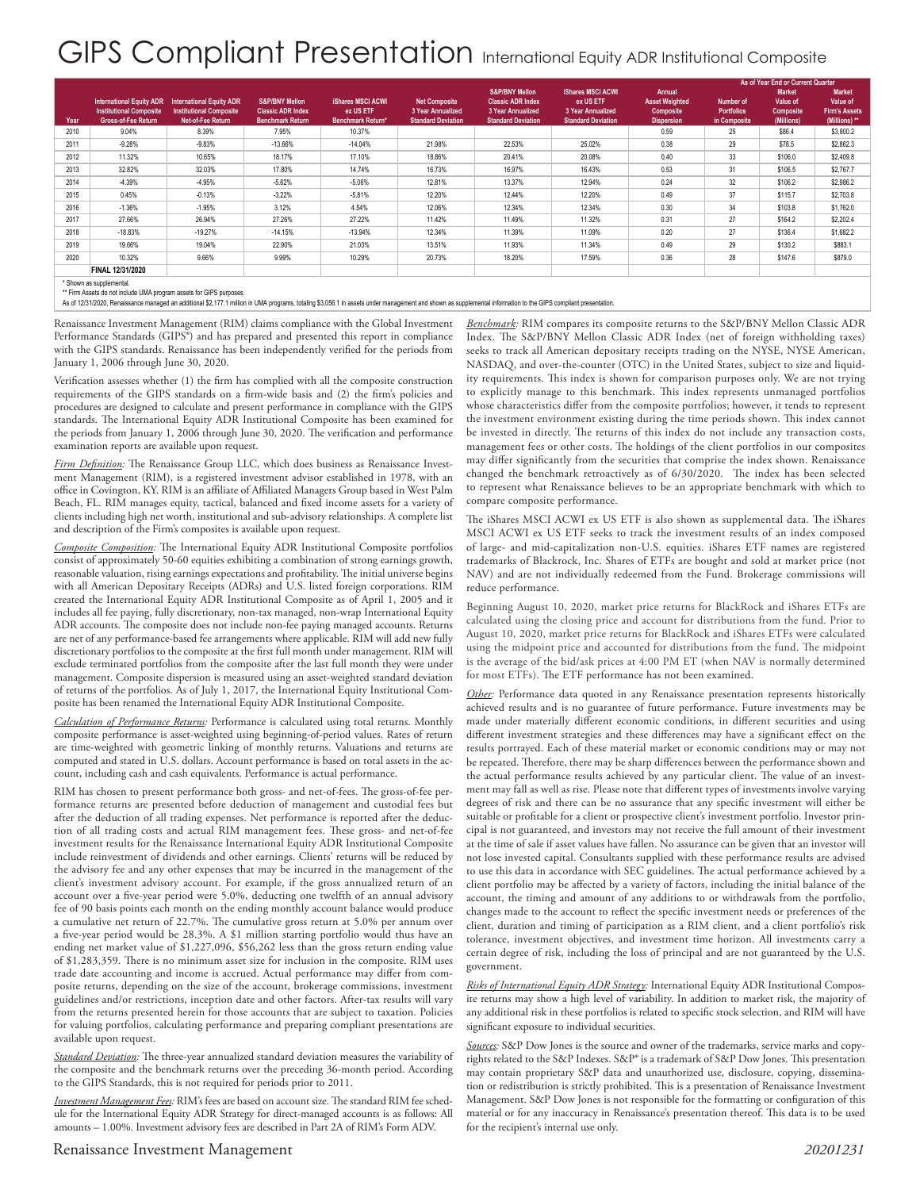# GIPS Compliant Presentation International Equity ADR Institutional Composite

| Year | International Equity ADR Institutional Composite Gross-of-Fee Return | International Equity ADR Institutional Composite Net-of-Fee Return | S&P/BNY Mellon Classic ADR Index Benchmark Return | iShares MSCI ACWI ex US ETF Benchmark Return* | Net Composite 3 Year Annualized Standard Deviation | S&P/BNY Mellon Classic ADR Index 3 Year Annualized Standard Deviation | iShares MSCI ACWI ex US ETF 3 Year Annualized Standard Deviation | Annual Asset Weighted Composite Dispersion | As of Year End or Current Quarter: Number of Portfolios in Composite | Market Value of Composite (Millions) | Market Value of Firm's Assets (Millions) ** |
|---|---|---|---|---|---|---|---|---|---|---|---|
| 2010 | 9.04% | 8.39% | 7.95% | 10.37% | | | | 0.59 | 25 | $86.4 | $3,800.2 |
| 2011 | -9.28% | -9.83% | -13.66% | -14.04% | 21.98% | 22.53% | 25.02% | 0.38 | 29 | $78.5 | $2,862.3 |
| 2012 | 11.32% | 10.65% | 18.17% | 17.10% | 18.86% | 20.41% | 20.08% | 0.40 | 33 | $106.0 | $2,409.8 |
| 2013 | 32.82% | 32.03% | 17.80% | 14.74% | 16.73% | 16.97% | 16.43% | 0.53 | 31 | $106.5 | $2,767.7 |
| 2014 | -4.39% | -4.95% | -5.62% | -5.06% | 12.81% | 13.37% | 12.94% | 0.24 | 32 | $106.2 | $2,986.2 |
| 2015 | 0.45% | -0.13% | -3.22% | -5.81% | 12.20% | 12.44% | 12.20% | 0.49 | 37 | $115.7 | $2,703.8 |
| 2016 | -1.36% | -1.95% | 3.12% | 4.54% | 12.06% | 12.34% | 12.34% | 0.30 | 34 | $103.8 | $1,762.0 |
| 2017 | 27.66% | 26.94% | 27.26% | 27.22% | 11.42% | 11.49% | 11.32% | 0.31 | 27 | $164.2 | $2,202.4 |
| 2018 | -18.83% | -19.27% | -14.15% | -13.94% | 12.34% | 11.39% | 11.09% | 0.20 | 27 | $136.4 | $1,682.2 |
| 2019 | 19.66% | 19.04% | 22.90% | 21.03% | 13.51% | 11.93% | 11.34% | 0.49 | 29 | $130.2 | $883.1 |
| 2020 | 10.32% | 9.66% | 9.99% | 10.29% | 20.73% | 18.20% | 17.59% | 0.36 | 28 | $147.6 | $879.0 |
| | **FINAL 12/31/2020** | | | | | | | | | | |

\* Shown as supplemental.
\** Firm Assets do not include UMA program assets for GIPS purposes.
As of 12/31/2020, Renaissance managed an additional $2,177.1 million in UMA programs, totaling $3,056.1 in assets under management and shown as supplemental information to the GIPS compliant presentation.

Renaissance Investment Management (RIM) claims compliance with the Global Investment Performance Standards (GIPS®) and has prepared and presented this report in compliance with the GIPS standards. Renaissance has been independently verified for the periods from January 1, 2006 through June 30, 2020.

Verification assesses whether (1) the firm has complied with all the composite construction requirements of the GIPS standards on a firm-wide basis and (2) the firm's policies and procedures are designed to calculate and present performance in compliance with the GIPS standards. The International Equity ADR Institutional Composite has been examined for the periods from January 1, 2006 through June 30, 2020. The verification and performance examination reports are available upon request.

*Firm Definition:* The Renaissance Group LLC, which does business as Renaissance Investment Management (RIM), is a registered investment advisor established in 1978, with an office in Covington, KY. RIM is an affiliate of Affiliated Managers Group based in West Palm Beach, FL. RIM manages equity, tactical, balanced and fixed income assets for a variety of clients including high net worth, institutional and sub-advisory relationships. A complete list and description of the Firm's composites is available upon request.

*Composite Composition:* The International Equity ADR Institutional Composite portfolios consist of approximately 50-60 equities exhibiting a combination of strong earnings growth, reasonable valuation, rising earnings expectations and profitability. The initial universe begins with all American Depositary Receipts (ADRs) and U.S. listed foreign corporations. RIM created the International Equity ADR Institutional Composite as of April 1, 2005 and it includes all fee paying, fully discretionary, non-tax managed, non-wrap International Equity ADR accounts. The composite does not include non-fee paying managed accounts. Returns are net of any performance-based fee arrangements where applicable. RIM will add new fully discretionary portfolios to the composite at the first full month under management. RIM will exclude terminated portfolios from the composite after the last full month they were under management. Composite dispersion is measured using an asset-weighted standard deviation of returns of the portfolios. As of July 1, 2017, the International Equity Institutional Composite has been renamed the International Equity ADR Institutional Composite.

*Calculation of Performance Returns:* Performance is calculated using total returns. Monthly composite performance is asset-weighted using beginning-of-period values. Rates of return are time-weighted with geometric linking of monthly returns. Valuations and returns are computed and stated in U.S. dollars. Account performance is based on total assets in the account, including cash and cash equivalents. Performance is actual performance.

RIM has chosen to present performance both gross- and net-of-fees. The gross-of-fee performance returns are presented before deduction of management and custodial fees but after the deduction of all trading expenses. Net performance is reported after the deduction of all trading costs and actual RIM management fees. These gross- and net-of-fee investment results for the Renaissance International Equity ADR Institutional Composite include reinvestment of dividends and other earnings. Clients' returns will be reduced by the advisory fee and any other expenses that may be incurred in the management of the client's investment advisory account. For example, if the gross annualized return of an account over a five-year period were 5.0%, deducting one twelfth of an annual advisory fee of 90 basis points each month on the ending monthly account balance would produce a cumulative net return of 22.7%. The cumulative gross return at 5.0% per annum over a five-year period would be 28.3%. A $1 million starting portfolio would thus have an ending net market value of $1,227,096, $56,262 less than the gross return ending value of $1,283,359. There is no minimum asset size for inclusion in the composite. RIM uses trade date accounting and income is accrued. Actual performance may differ from composite returns, depending on the size of the account, brokerage commissions, investment guidelines and/or restrictions, inception date and other factors. After-tax results will vary from the returns presented herein for those accounts that are subject to taxation. Policies for valuing portfolios, calculating performance and preparing compliant presentations are available upon request.

*Standard Deviation:* The three-year annualized standard deviation measures the variability of the composite and the benchmark returns over the preceding 36-month period. According to the GIPS Standards, this is not required for periods prior to 2011.

*Investment Management Fees:* RIM's fees are based on account size. The standard RIM fee schedule for the International Equity ADR Strategy for direct-managed accounts is as follows: All amounts – 1.00%. Investment advisory fees are described in Part 2A of RIM's Form ADV.

*Benchmark:* RIM compares its composite returns to the S&P/BNY Mellon Classic ADR Index. The S&P/BNY Mellon Classic ADR Index (net of foreign withholding taxes) seeks to track all American depositary receipts trading on the NYSE, NYSE American, NASDAQ, and over-the-counter (OTC) in the United States, subject to size and liquidity requirements. This index is shown for comparison purposes only. We are not trying to explicitly manage to this benchmark. This index represents unmanaged portfolios whose characteristics differ from the composite portfolios; however, it tends to represent the investment environment existing during the time periods shown. This index cannot be invested in directly. The returns of this index do not include any transaction costs, management fees or other costs. The holdings of the client portfolios in our composites may differ significantly from the securities that comprise the index shown. Renaissance changed the benchmark retroactively as of 6/30/2020. The index has been selected to represent what Renaissance believes to be an appropriate benchmark with which to compare composite performance.

The iShares MSCI ACWI ex US ETF is also shown as supplemental data. The iShares MSCI ACWI ex US ETF seeks to track the investment results of an index composed of large- and mid-capitalization non-U.S. equities. iShares ETF names are registered trademarks of Blackrock, Inc. Shares of ETFs are bought and sold at market price (not NAV) and are not individually redeemed from the Fund. Brokerage commissions will reduce performance.

Beginning August 10, 2020, market price returns for BlackRock and iShares ETFs are calculated using the closing price and account for distributions from the fund. Prior to August 10, 2020, market price returns for BlackRock and iShares ETFs were calculated using the midpoint price and accounted for distributions from the fund. The midpoint is the average of the bid/ask prices at 4:00 PM ET (when NAV is normally determined for most ETFs). The ETF performance has not been examined.

*Other:* Performance data quoted in any Renaissance presentation represents historically achieved results and is no guarantee of future performance. Future investments may be made under materially different economic conditions, in different securities and using different investment strategies and these differences may have a significant effect on the results portrayed. Each of these material market or economic conditions may or may not be repeated. Therefore, there may be sharp differences between the performance shown and the actual performance results achieved by any particular client. The value of an investment may fall as well as rise. Please note that different types of investments involve varying degrees of risk and there can be no assurance that any specific investment will either be suitable or profitable for a client or prospective client's investment portfolio. Investor principal is not guaranteed, and investors may not receive the full amount of their investment at the time of sale if asset values have fallen. No assurance can be given that an investor will not lose invested capital. Consultants supplied with these performance results are advised to use this data in accordance with SEC guidelines. The actual performance achieved by a client portfolio may be affected by a variety of factors, including the initial balance of the account, the timing and amount of any additions to or withdrawals from the portfolio, changes made to the account to reflect the specific investment needs or preferences of the client, duration and timing of participation as a RIM client, and a client portfolio's risk tolerance, investment objectives, and investment time horizon. All investments carry a certain degree of risk, including the loss of principal and are not guaranteed by the U.S. government.

*Risks of International Equity ADR Strategy:* International Equity ADR Institutional Composite returns may show a high level of variability. In addition to market risk, the majority of any additional risk in these portfolios is related to specific stock selection, and RIM will have significant exposure to individual securities.

*Sources:* S&P Dow Jones is the source and owner of the trademarks, service marks and copyrights related to the S&P Indexes. S&P® is a trademark of S&P Dow Jones. This presentation may contain proprietary S&P data and unauthorized use, disclosure, copying, dissemination or redistribution is strictly prohibited. This is a presentation of Renaissance Investment Management. S&P Dow Jones is not responsible for the formatting or configuration of this material or for any inaccuracy in Renaissance's presentation thereof. This data is to be used for the recipient's internal use only.

Renaissance Investment Management 20201231